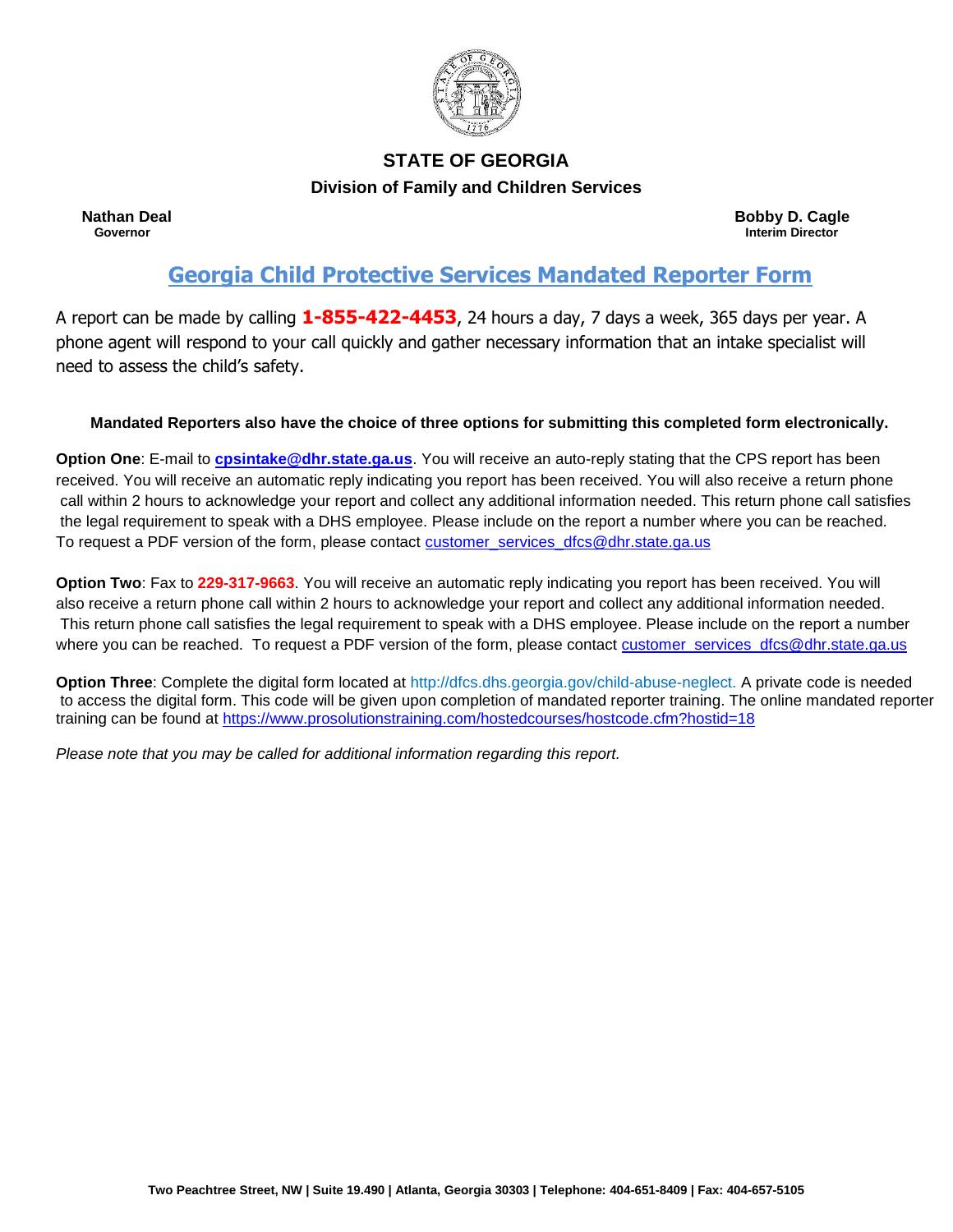**STATE OF GEORGIA**

**Division of Family and Children Services**

**Nathan Deal**
**Governor**

**Bobby D. Cagle**
**Interim Director**

# Georgia Child Protective Services Mandated Reporter Form

A report can be made by calling **1-855-422-4453**, 24 hours a day, 7 days a week, 365 days per year. A phone agent will respond to your call quickly and gather necessary information that an intake specialist will need to assess the child's safety.

**Mandated Reporters also have the choice of three options for submitting this completed form electronically.**

**Option One**: E-mail to **cpsintake@dhr.state.ga.us**. You will receive an auto-reply stating that the CPS report has been received. You will receive an automatic reply indicating you report has been received. You will also receive a return phone call within 2 hours to acknowledge your report and collect any additional information needed. This return phone call satisfies the legal requirement to speak with a DHS employee. Please include on the report a number where you can be reached. To request a PDF version of the form, please contact customer_services_dfcs@dhr.state.ga.us

**Option Two**: Fax to **229-317-9663**. You will receive an automatic reply indicating you report has been received. You will also receive a return phone call within 2 hours to acknowledge your report and collect any additional information needed. This return phone call satisfies the legal requirement to speak with a DHS employee. Please include on the report a number where you can be reached. To request a PDF version of the form, please contact customer_services_dfcs@dhr.state.ga.us

**Option Three**: Complete the digital form located at http://dfcs.dhs.georgia.gov/child-abuse-neglect. A private code is needed to access the digital form. This code will be given upon completion of mandated reporter training. The online mandated reporter training can be found at https://www.prosolutionstraining.com/hostedcourses/hostcode.cfm?hostid=18

*Please note that you may be called for additional information regarding this report.*

**Two Peachtree Street, NW | Suite 19.490 | Atlanta, Georgia 30303 | Telephone: 404-651-8409 | Fax: 404-657-5105**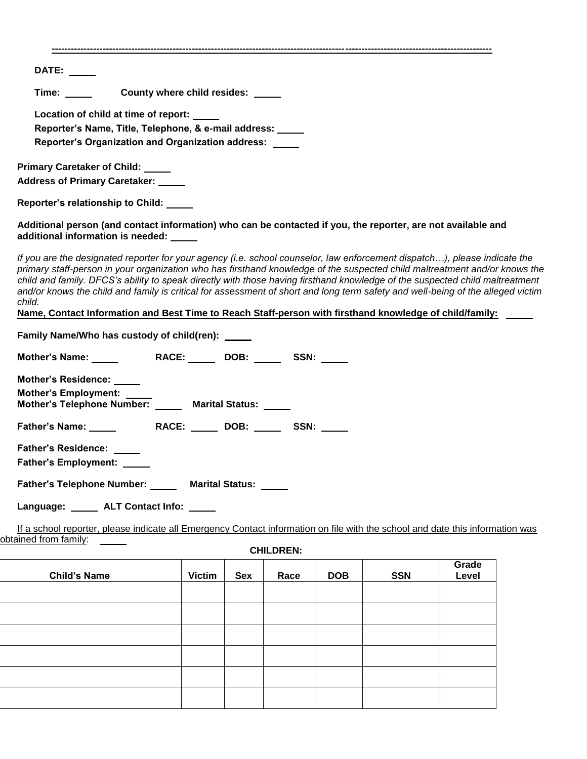---

**DATE:** _____

**Time:** _____ **County where child resides:** _____

**Location of child at time of report:** _____

**Reporter's Name, Title, Telephone, & e-mail address:** _____

**Reporter's Organization and Organization address:** _____

**Primary Caretaker of Child:** _____

**Address of Primary Caretaker:** _____

**Reporter's relationship to Child:** _____

**Additional person (and contact information) who can be contacted if you, the reporter, are not available and additional information is needed:** _____

*If you are the designated reporter for your agency (i.e. school counselor, law enforcement dispatch…), please indicate the primary staff-person in your organization who has firsthand knowledge of the suspected child maltreatment and/or knows the child and family. DFCS's ability to speak directly with those having firsthand knowledge of the suspected child maltreatment and/or knows the child and family is critical for assessment of short and long term safety and well-being of the alleged victim child.*

**Name, Contact Information and Best Time to Reach Staff-person with firsthand knowledge of child/family:** _____

**Family Name/Who has custody of child(ren):** _____

**Mother's Name:** _____ **RACE:** _____ **DOB:** _____ **SSN:** _____

**Mother's Residence:** _____

**Mother's Employment:** _____

**Mother's Telephone Number:** _____ **Marital Status:** _____

**Father's Name:** _____ **RACE:** _____ **DOB:** _____ **SSN:** _____

**Father's Residence:** _____

**Father's Employment:** _____

**Father's Telephone Number:** _____ **Marital Status:** _____

**Language:** _____ **ALT Contact Info:** _____

If a school reporter, please indicate all Emergency Contact information on file with the school and date this information was obtained from family: _____

**CHILDREN:**

| Child's Name | Victim | Sex | Race | DOB | SSN | Grade Level |
|---|---|---|---|---|---|---|
| | | | | | | |
| | | | | | | |
| | | | | | | |
| | | | | | | |
| | | | | | | |
| | | | | | | |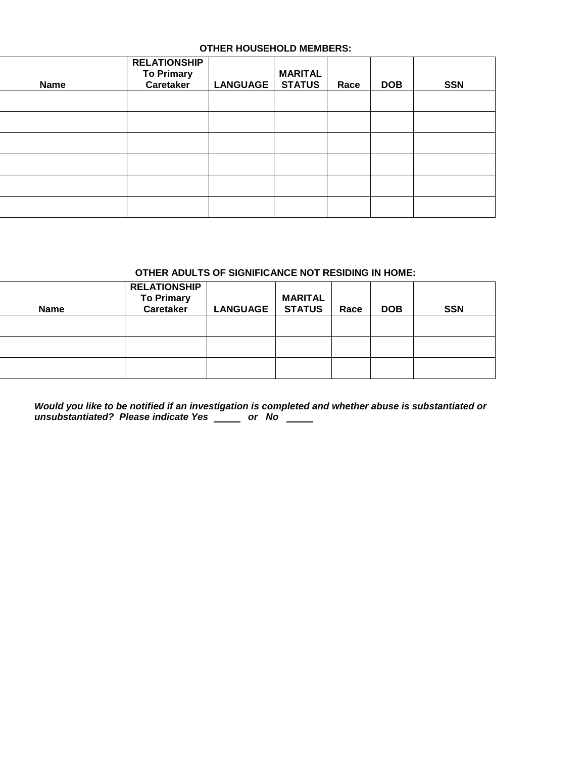**OTHER HOUSEHOLD MEMBERS:**

| Name | RELATIONSHIP To Primary Caretaker | LANGUAGE | MARITAL STATUS | Race | DOB | SSN |
|---|---|---|---|---|---|---|
| | | | | | | |
| | | | | | | |
| | | | | | | |
| | | | | | | |
| | | | | | | |
| | | | | | | |

**OTHER ADULTS OF SIGNIFICANCE NOT RESIDING IN HOME:**

| Name | RELATIONSHIP To Primary Caretaker | LANGUAGE | MARITAL STATUS | Race | DOB | SSN |
|---|---|---|---|---|---|---|
| | | | | | | |
| | | | | | | |
| | | | | | | |

***Would you like to be notified if an investigation is completed and whether abuse is substantiated or unsubstantiated? Please indicate Yes _____ or No _____***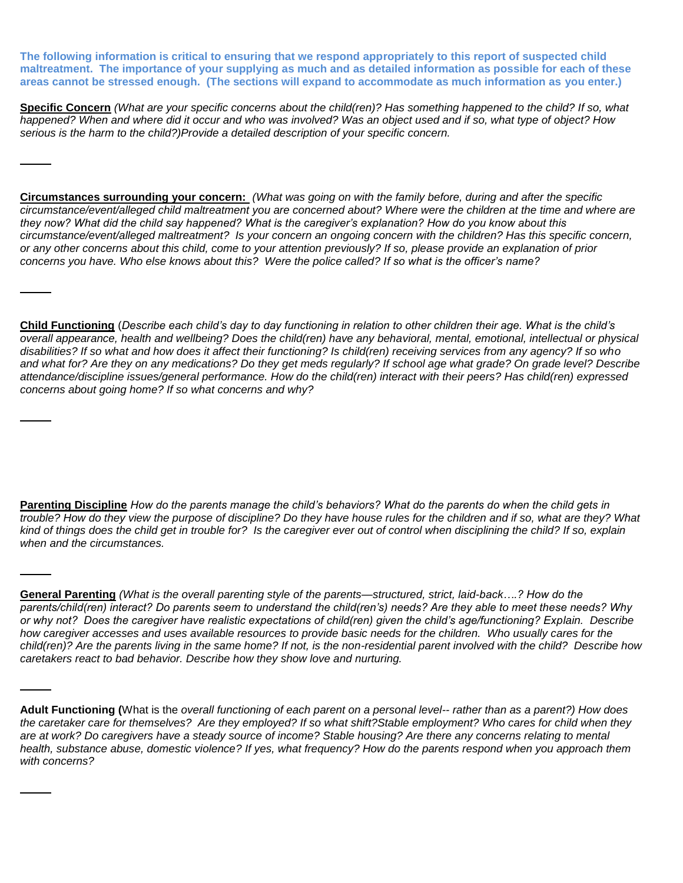**The following information is critical to ensuring that we respond appropriately to this report of suspected child maltreatment. The importance of your supplying as much and as detailed information as possible for each of these areas cannot be stressed enough. (The sections will expand to accommodate as much information as you enter.)**

**Specific Concern** *(What are your specific concerns about the child(ren)? Has something happened to the child? If so, what happened? When and where did it occur and who was involved? Was an object used and if so, what type of object? How serious is the harm to the child?)Provide a detailed description of your specific concern.*

**Circumstances surrounding your concern:** *(What was going on with the family before, during and after the specific circumstance/event/alleged child maltreatment you are concerned about? Where were the children at the time and where are they now? What did the child say happened? What is the caregiver's explanation? How do you know about this circumstance/event/alleged maltreatment? Is your concern an ongoing concern with the children? Has this specific concern, or any other concerns about this child, come to your attention previously? If so, please provide an explanation of prior concerns you have. Who else knows about this? Were the police called? If so what is the officer's name?*

**Child Functioning** (*Describe each child's day to day functioning in relation to other children their age. What is the child's overall appearance, health and wellbeing? Does the child(ren) have any behavioral, mental, emotional, intellectual or physical disabilities? If so what and how does it affect their functioning? Is child(ren) receiving services from any agency? If so who and what for? Are they on any medications? Do they get meds regularly? If school age what grade? On grade level? Describe attendance/discipline issues/general performance. How do the child(ren) interact with their peers? Has child(ren) expressed concerns about going home? If so what concerns and why?*

**Parenting Discipline** *How do the parents manage the child's behaviors? What do the parents do when the child gets in trouble? How do they view the purpose of discipline? Do they have house rules for the children and if so, what are they? What kind of things does the child get in trouble for? Is the caregiver ever out of control when disciplining the child? If so, explain when and the circumstances.*

**General Parenting** *(What is the overall parenting style of the parents—structured, strict, laid-back….? How do the parents/child(ren) interact? Do parents seem to understand the child(ren's) needs? Are they able to meet these needs? Why or why not? Does the caregiver have realistic expectations of child(ren) given the child's age/functioning? Explain. Describe how caregiver accesses and uses available resources to provide basic needs for the children. Who usually cares for the child(ren)? Are the parents living in the same home? If not, is the non-residential parent involved with the child? Describe how caretakers react to bad behavior. Describe how they show love and nurturing.*

**Adult Functioning (**What is the *overall functioning of each parent on a personal level-- rather than as a parent?) How does the caretaker care for themselves? Are they employed? If so what shift?Stable employment? Who cares for child when they are at work? Do caregivers have a steady source of income? Stable housing? Are there any concerns relating to mental health, substance abuse, domestic violence? If yes, what frequency? How do the parents respond when you approach them with concerns?*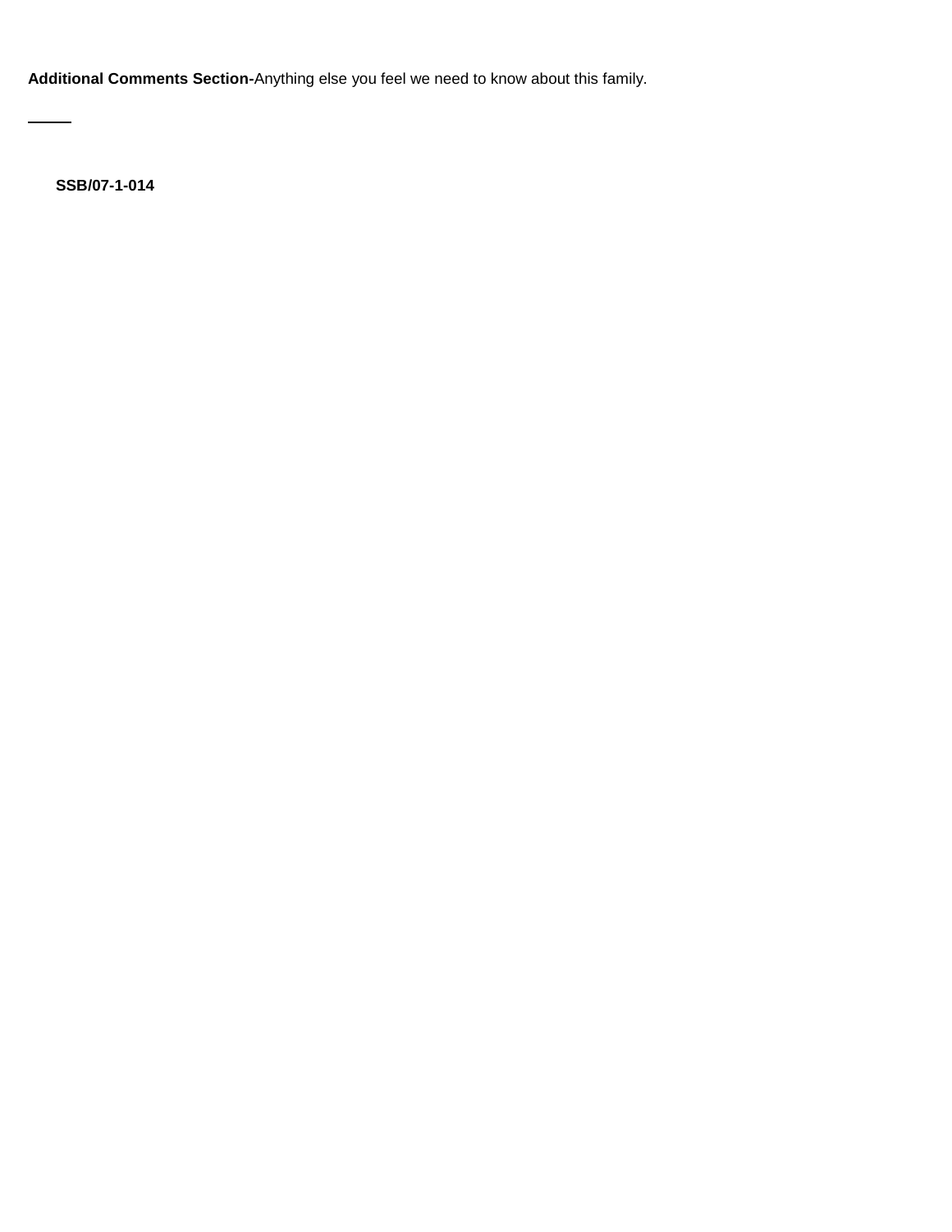**Additional Comments Section-**Anything else you feel we need to know about this family.

_____

**SSB/07-1-014**